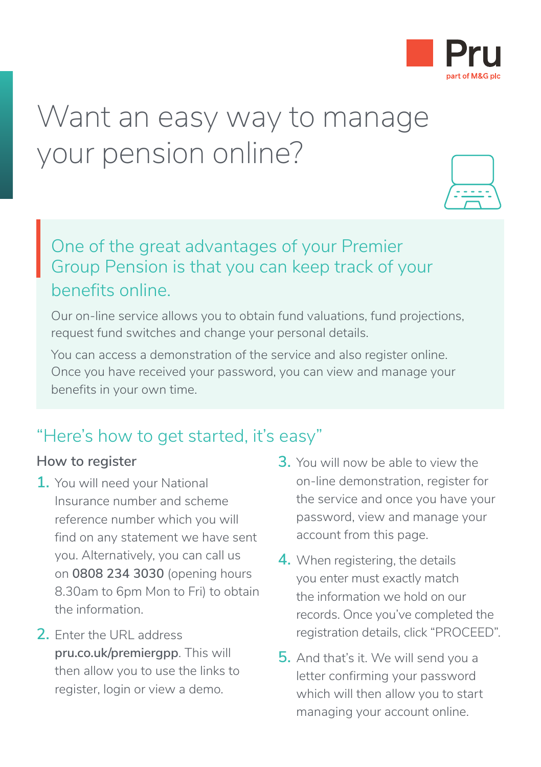Pru

part of M&G plc

# Want an easy way to manage your pension online?

## One of the great advantages of your Premier Group Pension is that you can keep track of your benefits online.

Our on-line service allows you to obtain fund valuations, fund projections, request fund switches and change your personal details.

You can access a demonstration of the service and also register online. Once you have received your password, you can view and manage your benefits in your own time.

## "Here's how to get started, it's easy"

### How to register

1. You will need your National Insurance number and scheme reference number which you will find on any statement we have sent you. Alternatively, you can call us on **0808 234 3030** (opening hours 8.30am to 6pm Mon to Fri) to obtain the information.
2. Enter the URL address **pru.co.uk/premiergpp**. This will then allow you to use the links to register, login or view a demo.
3. You will now be able to view the on-line demonstration, register for the service and once you have your password, view and manage your account from this page.
4. When registering, the details you enter must exactly match the information we hold on our records. Once you've completed the registration details, click "PROCEED".
5. And that's it. We will send you a letter confirming your password which will then allow you to start managing your account online.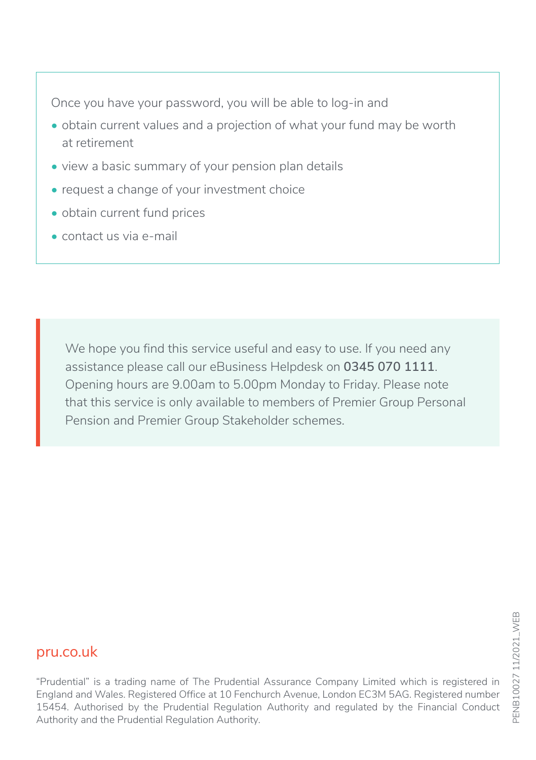Once you have your password, you will be able to log-in and

- obtain current values and a projection of what your fund may be worth at retirement
- view a basic summary of your pension plan details
- request a change of your investment choice
- obtain current fund prices
- contact us via e-mail

We hope you find this service useful and easy to use. If you need any assistance please call our eBusiness Helpdesk on **0345 070 1111**. Opening hours are 9.00am to 5.00pm Monday to Friday. Please note that this service is only available to members of Premier Group Personal Pension and Premier Group Stakeholder schemes.

pru.co.uk

"Prudential" is a trading name of The Prudential Assurance Company Limited which is registered in England and Wales. Registered Office at 10 Fenchurch Avenue, London EC3M 5AG. Registered number 15454. Authorised by the Prudential Regulation Authority and regulated by the Financial Conduct Authority and the Prudential Regulation Authority.

PENB10027 11/2021_WEB